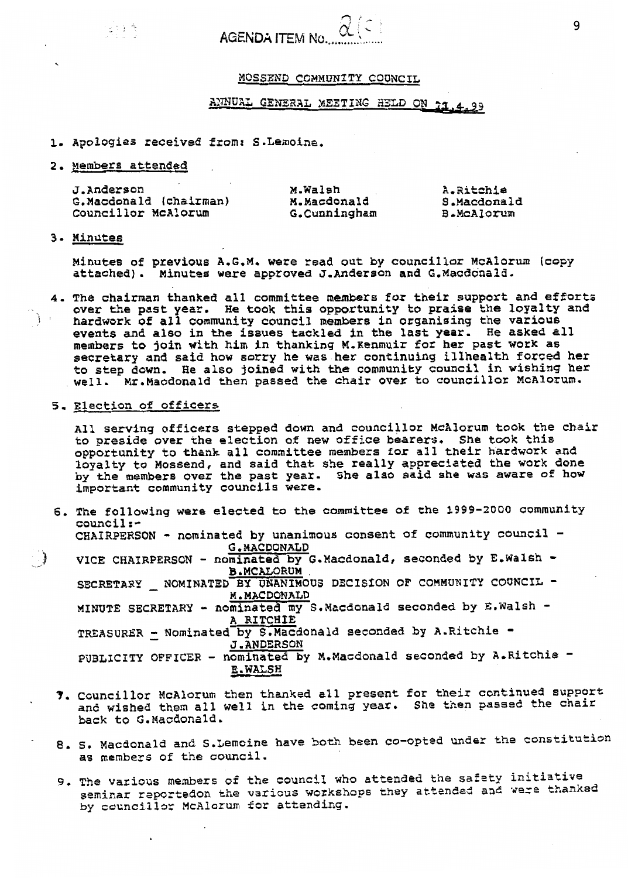AGENDA ITEM No. 2(c)

## MOSSEND COMMUNITY COUNCIL

### ANNUAL GENERAL MEETING HELD ON 21.4.99

1. Apologies received from: S.Lemoine.

2. Members attended

| | | |
|---|---|---|
| J.Anderson | M.Walsh | A.Ritchie |
| G.Macdonald (chairman) | M.Macdonald | S.Macdonald |
| Councillor McAlorum | G.Cunningham | B.McAlorum |

3. Minutes

   Minutes of previous A.G.M. were read out by councillor McAlorum (copy attached). Minutes were approved J.Anderson and G.Macdonald.

4. The chairman thanked all committee members for their support and efforts over the past year. He took this opportunity to praise the loyalty and hardwork of all community council members in organising the various events and also in the issues tackled in the last year. He asked all members to join with him in thanking M.Kenmuir for her past work as secretary and said how sorry he was her continuing illhealth forced her to step down. He also joined with the community council in wishing her well. Mr.Macdonald then passed the chair over to councillor McAlorum.

5. Election of officers

   All serving officers stepped down and councillor McAlorum took the chair to preside over the election of new office bearers. She took this opportunity to thank all committee members for all their hardwork and loyalty to Mossend, and said that she really appreciated the work done by the members over the past year. She also said she was aware of how important community councils were.

6. The following were elected to the committee of the 1999-2000 community council:-

   CHAIRPERSON - nominated by unanimous consent of community council - G.MACDONALD

   VICE CHAIRPERSON - nominated by G.Macdonald, seconded by E.Walsh - B.MCALORUM

   SECRETARY _ NOMINATED BY UNANIMOUS DECISION OF COMMUNITY COUNCIL - M.MACDONALD

   MINUTE SECRETARY - nominated my S.Macdonald seconded by E.Walsh - A RITCHIE

   TREASURER - Nominated by S.Macdonald seconded by A.Ritchie - J.ANDERSON

   PUBLICITY OFFICER - nominated by M.Macdonald seconded by A.Ritchie - E.WALSH

7. Councillor McAlorum then thanked all present for their continued support and wished them all well in the coming year. She then passed the chair back to G.Macdonald.

8. S. Macdonald and S.Lemoine have both been co-opted under the constitution as members of the council.

9. The various members of the council who attended the safety initiative seminar reportedon the various workshops they attended and were thanked by councillor McAlorum for attending.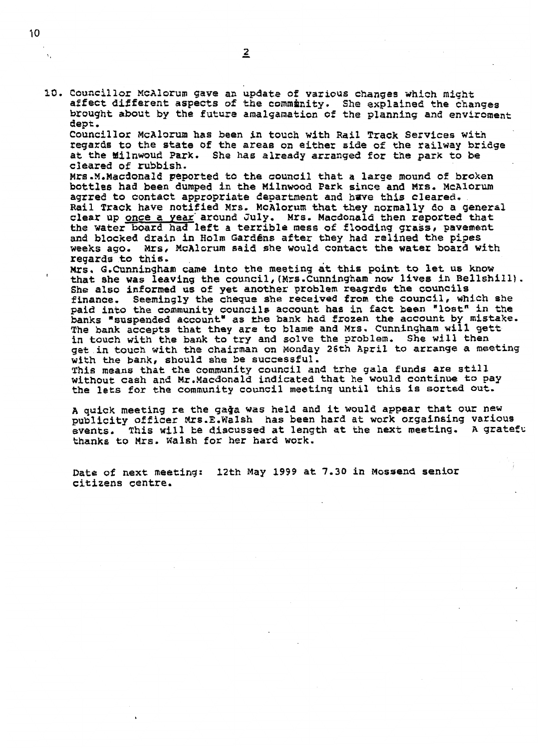10. Councillor McAlorum gave an update of various changes which might affect different aspects of the commünity. She explained the changes brought about by the future amalgamation of the planning and enviroment dept.
   Councillor McAlorum has been in touch with Rail Track Services with regards to the state of the areas on either side of the railway bridge at the Milnwoud Park. She has already arranged for the park to be cleared of rubbish.
   Mrs.M.Macdonald peported to the council that a large mound of broken bottles had been dumped in the Milnwood Park since and Mrs. McAlorum agrred to contact appropriate department and hœve this cleared.
   Rail Track have notified Mrs. McAlorum that they normally do a general clear up once a year around July. Mrs. Macdonald then reported that the water board had left a terrible mess of flooding grass, pavement and blocked drain in Holm Gardêns after they had relined the pipes weeks ago. Mrs, McAlorum said she would contact the water board with regards to this.
   Mrs. G.Cunningham came into the meeting at this point to let us know that she was leaving the council,(Mrs.Cunningham now lives in Bellshill). She also informed us of yet another problem reagrds the councils finance. Seemingly the cheque she received from the council, which she paid into the community councils account has in fact been "lost" in the banks "suspended account" as the bank had frozen the account by mistake. The bank accepts that they are to blame and Mrs. Cunningham will gett in touch with the bank to try and solve the problem. She will then get in touch with the chairman on Monday 26th April to arrange a meeting with the bank, should she be successful.
   This means that the community council and trhe gala funds are still without cash and Mr.Macdonald indicated that he would continue to pay the lets for the community council meeting until this is sorted out.

   A quick meeting re the gaġa was held and it would appear that our new publicity officer Mrs.E.Walsh has been hard at work orgainsing various events. This will be discussed at length at the next meeting. A gratefu thanks to Mrs. Walsh for her hard work.

Date of next meeting: 12th May 1999 at 7.30 in Mossend senior citizens centre.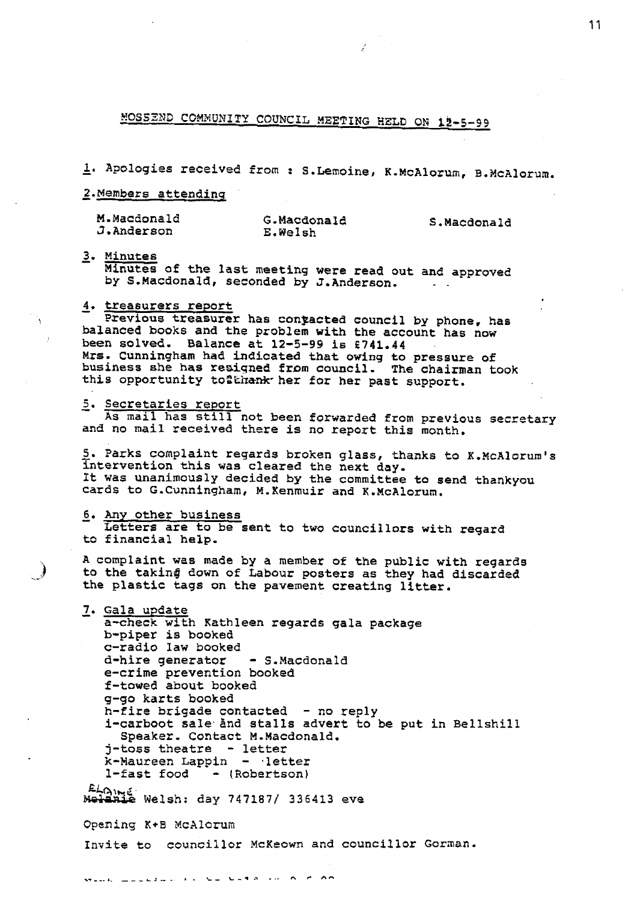## MOSSEND COMMUNITY COUNCIL MEETING HELD ON 12-5-99

1. Apologies received from : S.Lemoine, K.McAlorum, B.McAlorum.

2. Members attending

| | | |
|---|---|---|
| M.Macdonald | G.Macdonald | S.Macdonald |
| J.Anderson | E.Welsh | |

3. Minutes

Minutes of the last meeting were read out and approved by S.Macdonald, seconded by J.Anderson.

4. treasurers report

Previous treasurer has contacted council by phone, has balanced books and the problem with the account has now been solved. Balance at 12-5-99 is £741.44

Mrs. Cunningham had indicated that owing to pressure of business she has resigned from council. The chairman took this opportunity to thank her for her past support.

5. Secretaries report

As mail has still not been forwarded from previous secretary and no mail received there is no report this month.

5. Parks complaint regards broken glass, thanks to K.McAlorum's intervention this was cleared the next day.
It was unanimously decided by the committee to send thankyou cards to G.Cunningham, M.Kenmuir and K.McAlorum.

6. Any other business

Letters are to be sent to two councillors with regard to financial help.

A complaint was made by a member of the public with regards to the taking down of Labour posters as they had discarded the plastic tags on the pavement creating litter.

7. Gala update

a-check with Kathleen regards gala package
b-piper is booked
c-radio law booked
d-hire generator - S.Macdonald
e-crime prevention booked
f-towed about booked
g-go karts booked
h-fire brigade contacted - no reply
i-carboot sale and stalls advert to be put in Bellshill Speaker. Contact M.Macdonald.
j-toss theatre - letter
k-Maureen Lappin - letter
l-fast food - (Robertson)

~~Melanie~~ Elaine Welsh: day 747187/ 336413 eve

Opening K+B McAlorum

Invite to councillor McKeown and councillor Gorman.

Next meeting to be held on 9-6-99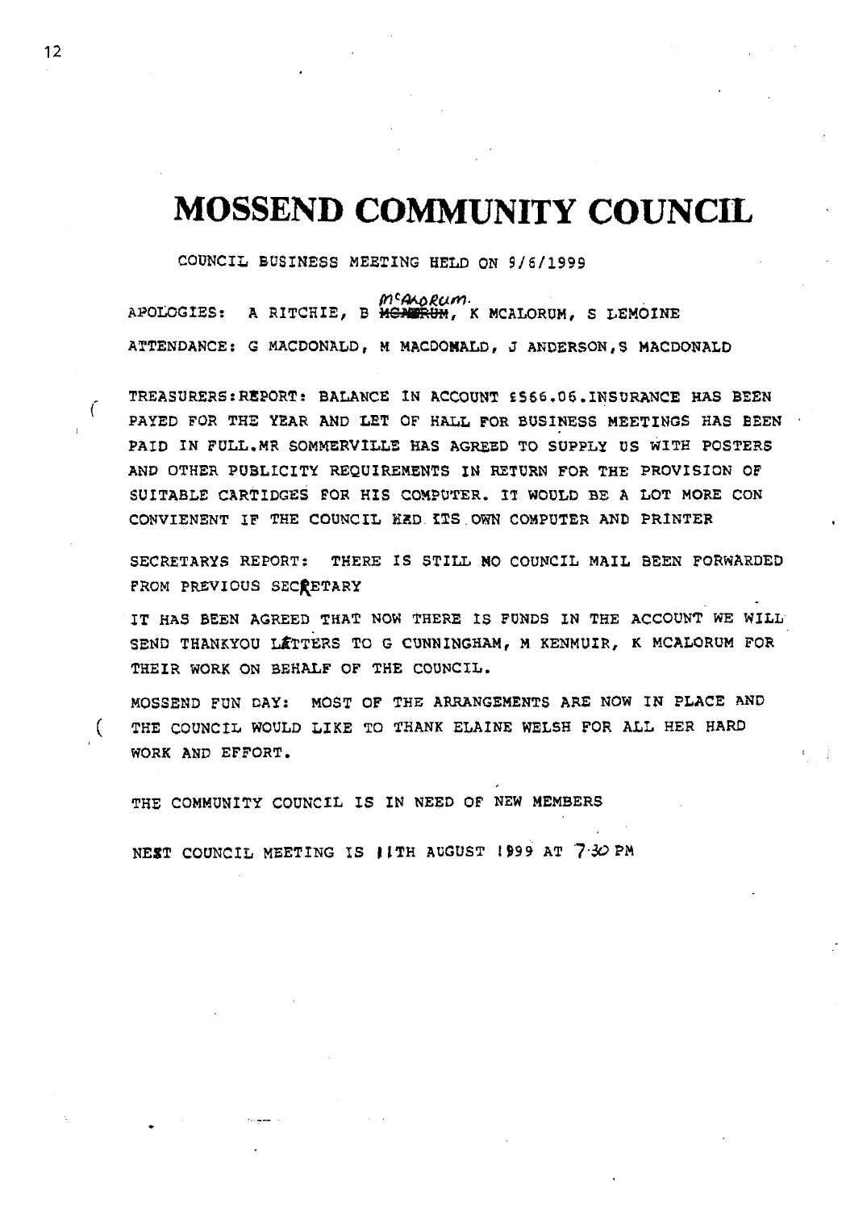# MOSSEND COMMUNITY COUNCIL

COUNCIL BUSINESS MEETING HELD ON 9/6/1999

APOLOGIES: A RITCHIE, B ~~MCANERUM~~ McAnorum, K MCALORUM, S LEMOINE

ATTENDANCE: G MACDONALD, M MACDONALD, J ANDERSON, S MACDONALD

TREASURERS: REPORT: BALANCE IN ACCOUNT £566.06. INSURANCE HAS BEEN PAYED FOR THE YEAR AND LET OF HALL FOR BUSINESS MEETINGS HAS BEEN PAID IN FULL. MR SOMMERVILLE HAS AGREED TO SUPPLY US WITH POSTERS AND OTHER PUBLICITY REQUIREMENTS IN RETURN FOR THE PROVISION OF SUITABLE CARTIDGES FOR HIS COMPUTER. IT WOULD BE A LOT MORE CON CONVIENENT IF THE COUNCIL HAD ITS OWN COMPUTER AND PRINTER

SECRETARYS REPORT: THERE IS STILL NO COUNCIL MAIL BEEN FORWARDED FROM PREVIOUS SECRETARY

IT HAS BEEN AGREED THAT NOW THERE IS FUNDS IN THE ACCOUNT WE WILL SEND THANKYOU LETTERS TO G CUNNINGHAM, M KENMUIR, K MCALORUM FOR THEIR WORK ON BEHALF OF THE COUNCIL.

MOSSEND FUN DAY: MOST OF THE ARRANGEMENTS ARE NOW IN PLACE AND THE COUNCIL WOULD LIKE TO THANK ELAINE WELSH FOR ALL HER HARD WORK AND EFFORT.

THE COMMUNITY COUNCIL IS IN NEED OF NEW MEMBERS

NEXT COUNCIL MEETING IS 11TH AUGUST 1999 AT 7:30 PM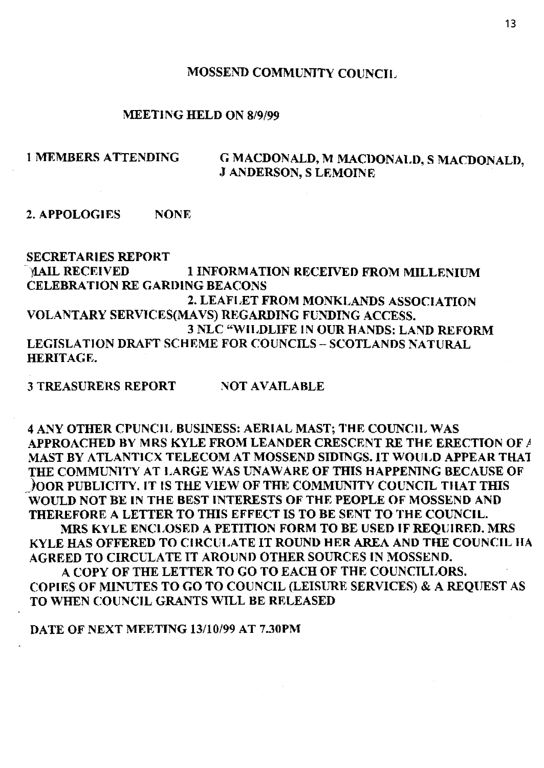# MOSSEND COMMUNITY COUNCIL

## MEETING HELD ON 8/9/99

1 MEMBERS ATTENDING G MACDONALD, M MACDONALD, S MACDONALD, J ANDERSON, S LEMOINE

2. APPOLOGIES NONE

SECRETARIES REPORT

MAIL RECEIVED 1 INFORMATION RECEIVED FROM MILLENIUM CELEBRATION RE GARDING BEACONS

2. LEAFLET FROM MONKLANDS ASSOCIATION VOLANTARY SERVICES(MAVS) REGARDING FUNDING ACCESS.

3 NLC "WILDLIFE IN OUR HANDS: LAND REFORM LEGISLATION DRAFT SCHEME FOR COUNCILS – SCOTLANDS NATURAL HERITAGE.

3 TREASURERS REPORT NOT AVAILABLE

4 ANY OTHER CPUNCIL BUSINESS: AERIAL MAST; THE COUNCIL WAS APPROACHED BY MRS KYLE FROM LEANDER CRESCENT RE THE ERECTION OF A MAST BY ATLANTICX TELECOM AT MOSSEND SIDINGS. IT WOULD APPEAR THAT THE COMMUNITY AT LARGE WAS UNAWARE OF THIS HAPPENING BECAUSE OF POOR PUBLICITY. IT IS THE VIEW OF THE COMMUNITY COUNCIL THAT THIS WOULD NOT BE IN THE BEST INTERESTS OF THE PEOPLE OF MOSSEND AND THEREFORE A LETTER TO THIS EFFECT IS TO BE SENT TO THE COUNCIL.

MRS KYLE ENCLOSED A PETITION FORM TO BE USED IF REQUIRED. MRS KYLE HAS OFFERED TO CIRCULATE IT ROUND HER AREA AND THE COUNCIL HA AGREED TO CIRCULATE IT AROUND OTHER SOURCES IN MOSSEND.

A COPY OF THE LETTER TO GO TO EACH OF THE COUNCILLORS. COPIES OF MINUTES TO GO TO COUNCIL (LEISURE SERVICES) & A REQUEST AS TO WHEN COUNCIL GRANTS WILL BE RELEASED

DATE OF NEXT MEETING 13/10/99 AT 7.30PM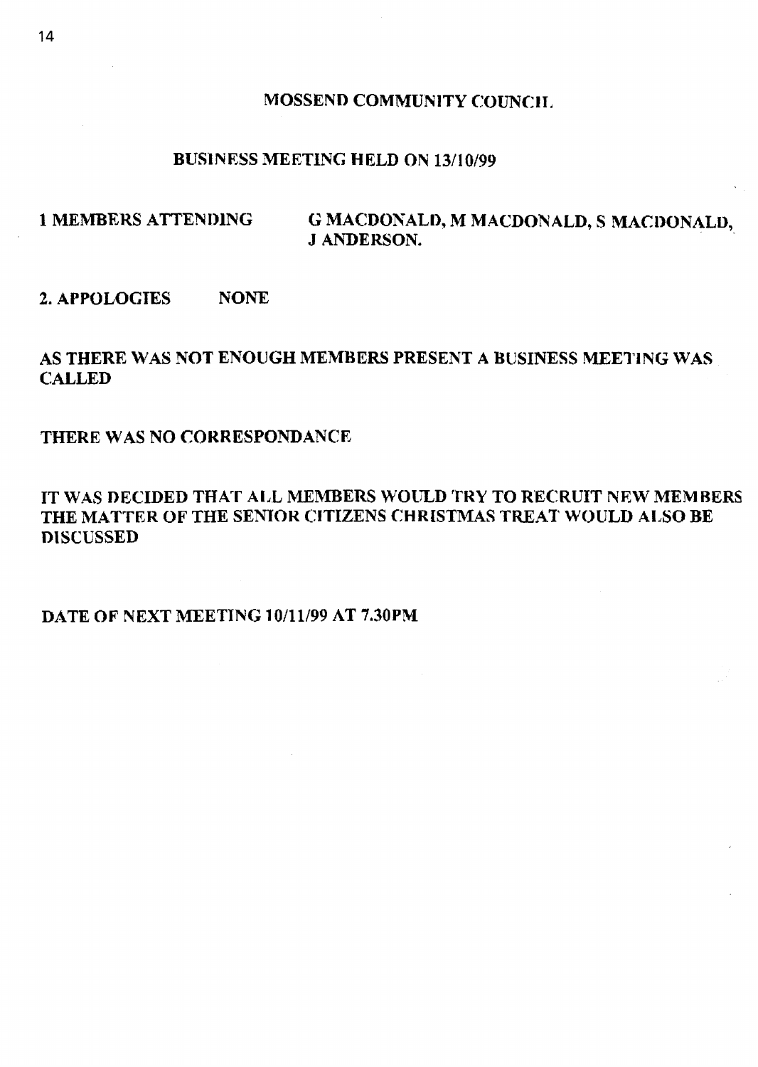# MOSSEND COMMUNITY COUNCIL

## BUSINESS MEETING HELD ON 13/10/99

**1 MEMBERS ATTENDING** G MACDONALD, M MACDONALD, S MACDONALD, J ANDERSON.

**2. APPOLOGIES** NONE

AS THERE WAS NOT ENOUGH MEMBERS PRESENT A BUSINESS MEETING WAS CALLED

THERE WAS NO CORRESPONDANCE

IT WAS DECIDED THAT ALL MEMBERS WOULD TRY TO RECRUIT NEW MEMBERS THE MATTER OF THE SENIOR CITIZENS CHRISTMAS TREAT WOULD ALSO BE DISCUSSED

DATE OF NEXT MEETING 10/11/99 AT 7.30PM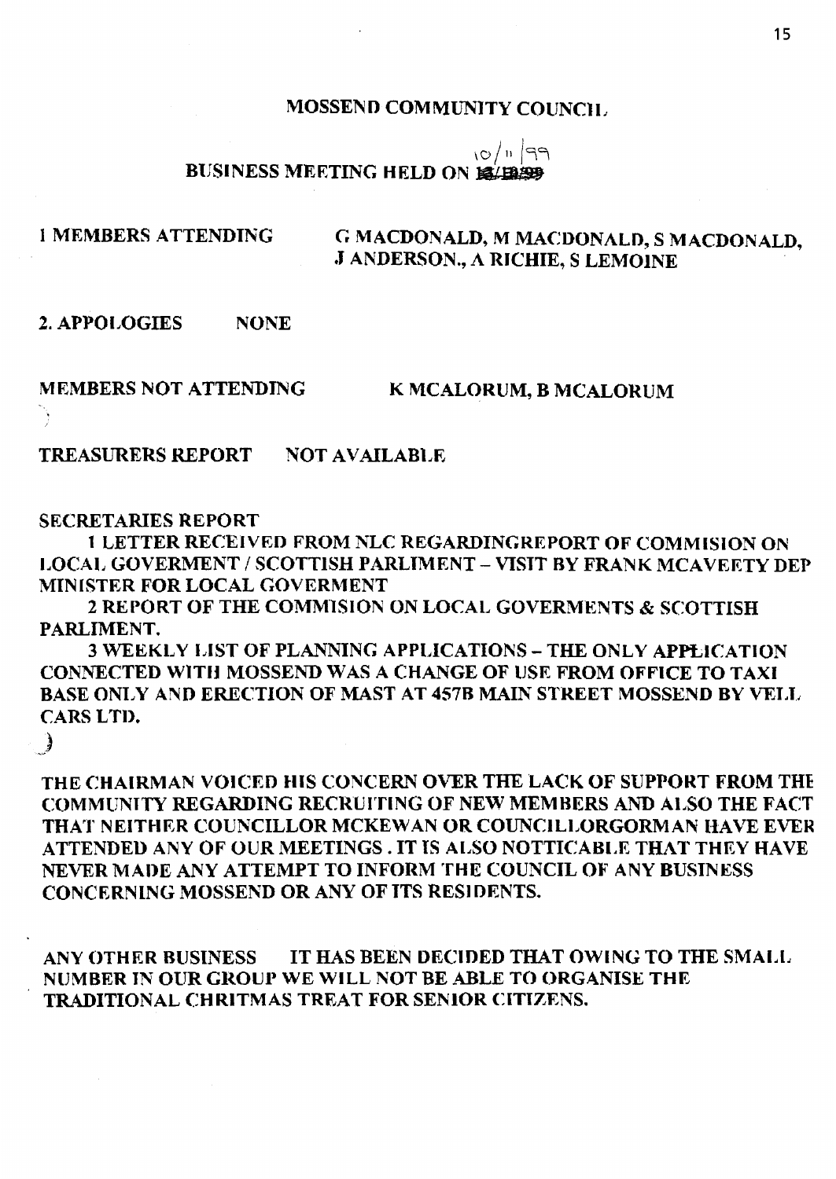# MOSSEND COMMUNITY COUNCIL

## BUSINESS MEETING HELD ON 10/11/99

1 MEMBERS ATTENDING G MACDONALD, M MACDONALD, S MACDONALD, J ANDERSON., A RICHIE, S LEMOINE

2. APPOLOGIES NONE

MEMBERS NOT ATTENDING K MCALORUM, B MCALORUM

TREASURERS REPORT NOT AVAILABLE

SECRETARIES REPORT

1 LETTER RECEIVED FROM NLC REGARDINGREPORT OF COMMISION ON LOCAL GOVERMENT / SCOTTISH PARLIMENT – VISIT BY FRANK MCAVEETY DEP MINISTER FOR LOCAL GOVERMENT

2 REPORT OF THE COMMISION ON LOCAL GOVERMENTS & SCOTTISH PARLIMENT.

3 WEEKLY LIST OF PLANNING APPLICATIONS – THE ONLY APPLICATION CONNECTED WITH MOSSEND WAS A CHANGE OF USE FROM OFFICE TO TAXI BASE ONLY AND ERECTION OF MAST AT 457B MAIN STREET MOSSEND BY VELL CARS LTD.

THE CHAIRMAN VOICED HIS CONCERN OVER THE LACK OF SUPPORT FROM THE COMMUNITY REGARDING RECRUITING OF NEW MEMBERS AND ALSO THE FACT THAT NEITHER COUNCILLOR MCKEWAN OR COUNCILLORGORMAN HAVE EVER ATTENDED ANY OF OUR MEETINGS . IT IS ALSO NOTTICABLE THAT THEY HAVE NEVER MADE ANY ATTEMPT TO INFORM THE COUNCIL OF ANY BUSINESS CONCERNING MOSSEND OR ANY OF ITS RESIDENTS.

ANY OTHER BUSINESS IT HAS BEEN DECIDED THAT OWING TO THE SMALL NUMBER IN OUR GROUP WE WILL NOT BE ABLE TO ORGANISE THE TRADITIONAL CHRITMAS TREAT FOR SENIOR CITIZENS.